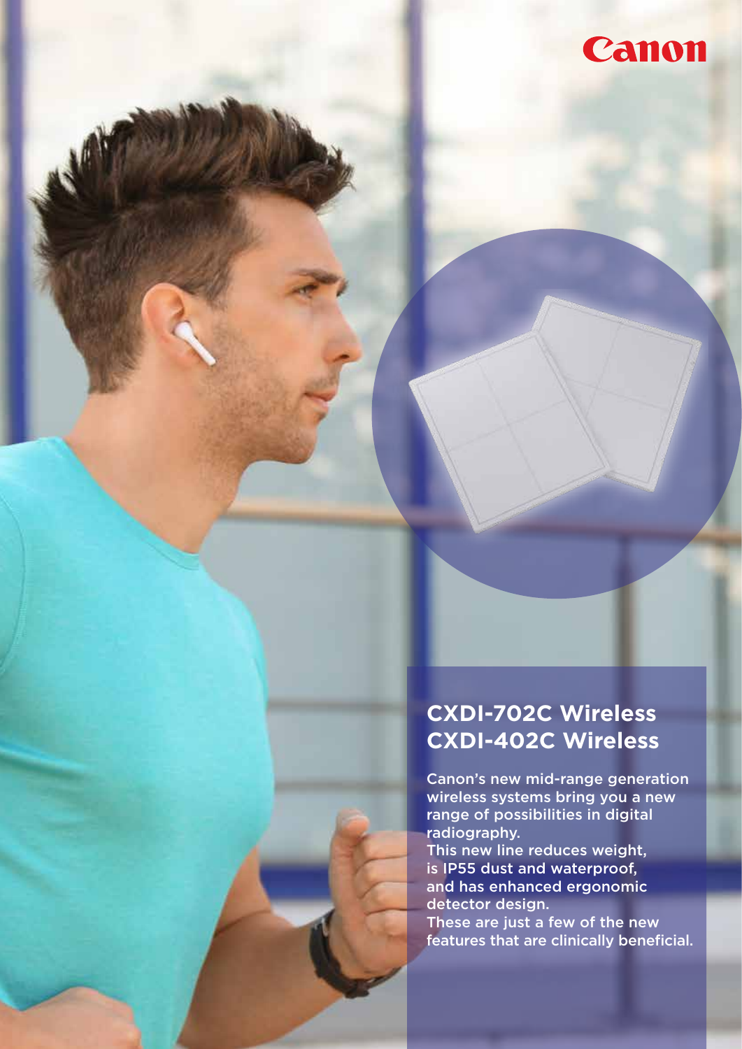Canon

# CXDI-702C Wireless
# CXDI-402C Wireless

Canon's new mid-range generation wireless systems bring you a new range of possibilities in digital radiography.
This new line reduces weight, is IP55 dust and waterproof, and has enhanced ergonomic detector design.
These are just a few of the new features that are clinically beneficial.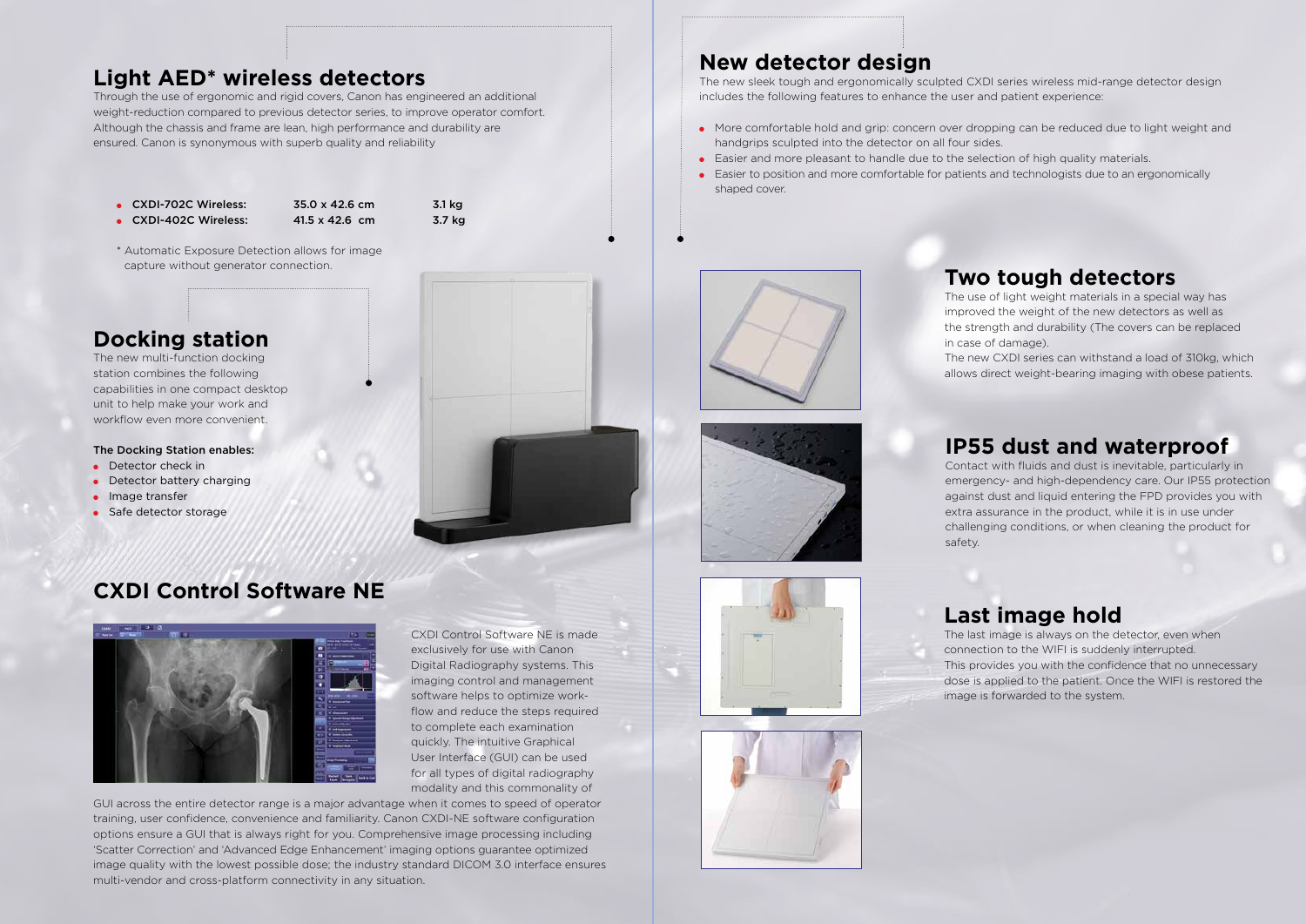## Light AED* wireless detectors

Through the use of ergonomic and rigid covers, Canon has engineered an additional weight-reduction compared to previous detector series, to improve operator comfort. Although the chassis and frame are lean, high performance and durability are ensured. Canon is synonymous with superb quality and reliability

| | | |
|---|---|---|
| **CXDI-702C Wireless:** | 35.0 x 42.6 cm | 3.1 kg |
| **CXDI-402C Wireless:** | 41.5 x 42.6 cm | 3.7 kg |

* Automatic Exposure Detection allows for image capture without generator connection.

## Docking station

The new multi-function docking station combines the following capabilities in one compact desktop unit to help make your work and workflow even more convenient.

**The Docking Station enables:**

- Detector check in
- Detector battery charging
- Image transfer
- Safe detector storage

## CXDI Control Software NE

CXDI Control Software NE is made exclusively for use with Canon Digital Radiography systems. This imaging control and management software helps to optimize work-flow and reduce the steps required to complete each examination quickly. The intuitive Graphical User Interface (GUI) can be used for all types of digital radiography modality and this commonality of GUI across the entire detector range is a major advantage when it comes to speed of operator training, user confidence, convenience and familiarity. Canon CXDI-NE software configuration options ensure a GUI that is always right for you. Comprehensive image processing including 'Scatter Correction' and 'Advanced Edge Enhancement' imaging options guarantee optimized image quality with the lowest possible dose; the industry standard DICOM 3.0 interface ensures multi-vendor and cross-platform connectivity in any situation.

## New detector design

The new sleek tough and ergonomically sculpted CXDI series wireless mid-range detector design includes the following features to enhance the user and patient experience:

- More comfortable hold and grip: concern over dropping can be reduced due to light weight and handgrips sculpted into the detector on all four sides.
- Easier and more pleasant to handle due to the selection of high quality materials.
- Easier to position and more comfortable for patients and technologists due to an ergonomically shaped cover.

## Two tough detectors

The use of light weight materials in a special way has improved the weight of the new detectors as well as the strength and durability (The covers can be replaced in case of damage).
The new CXDI series can withstand a load of 310kg, which allows direct weight-bearing imaging with obese patients.

## IP55 dust and waterproof

Contact with fluids and dust is inevitable, particularly in emergency- and high-dependency care. Our IP55 protection against dust and liquid entering the FPD provides you with extra assurance in the product, while it is in use under challenging conditions, or when cleaning the product for safety.

## Last image hold

The last image is always on the detector, even when connection to the WIFI is suddenly interrupted.
This provides you with the confidence that no unnecessary dose is applied to the patient. Once the WIFI is restored the image is forwarded to the system.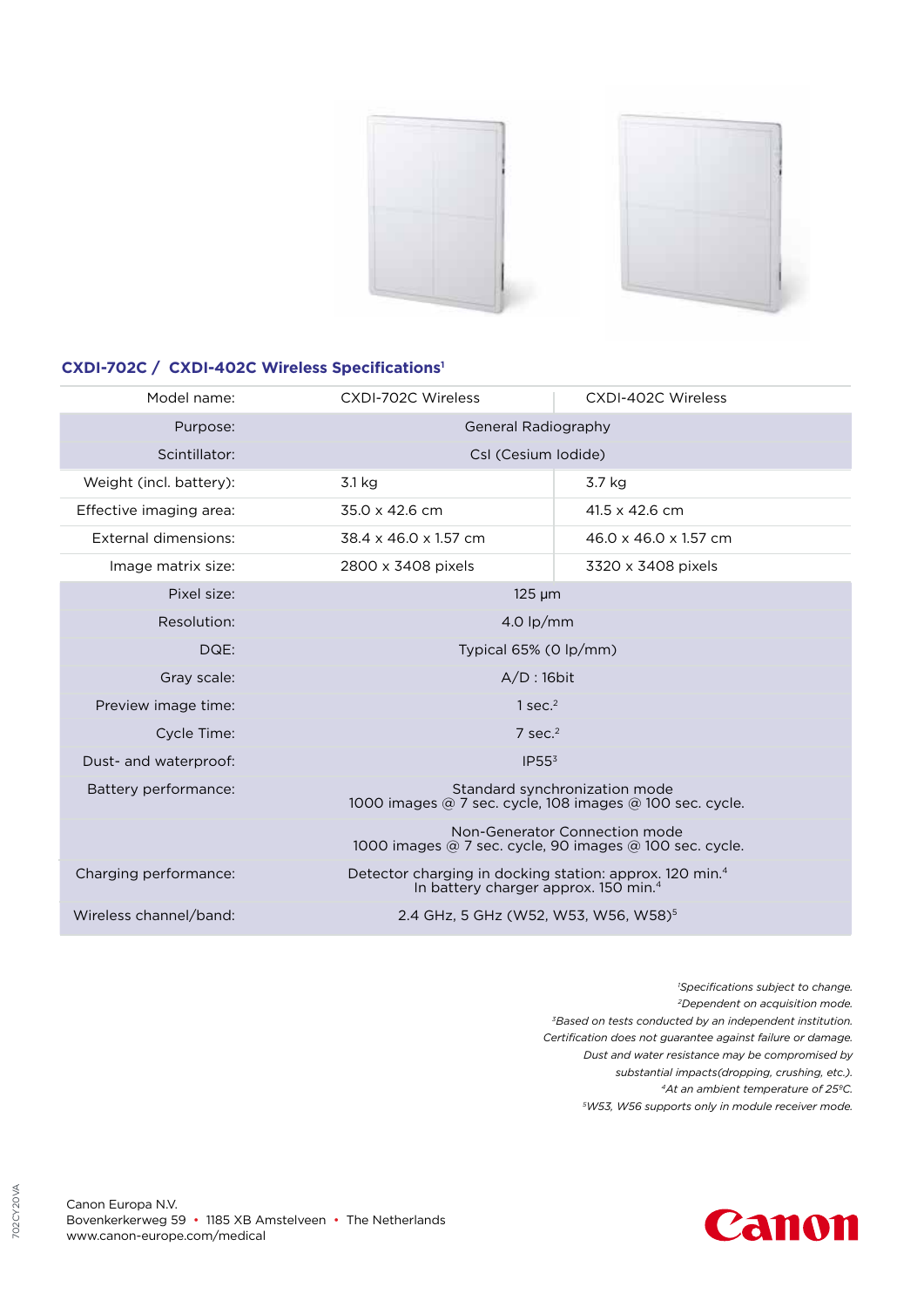## CXDI-702C / CXDI-402C Wireless Specifications[1]

| | | |
|---|---|---|
| Model name: | CXDI-702C Wireless | CXDI-402C Wireless |
| Purpose: | General Radiography | |
| Scintillator: | CsI (Cesium Iodide) | |
| Weight (incl. battery): | 3.1 kg | 3.7 kg |
| Effective imaging area: | 35.0 x 42.6 cm | 41.5 x 42.6 cm |
| External dimensions: | 38.4 x 46.0 x 1.57 cm | 46.0 x 46.0 x 1.57 cm |
| Image matrix size: | 2800 x 3408 pixels | 3320 x 3408 pixels |
| Pixel size: | 125 μm | |
| Resolution: | 4.0 lp/mm | |
| DQE: | Typical 65% (0 lp/mm) | |
| Gray scale: | A/D : 16bit | |
| Preview image time: | 1 sec.[2] | |
| Cycle Time: | 7 sec.[2] | |
| Dust- and waterproof: | IP55[3] | |
| Battery performance: | Standard synchronization mode<br>1000 images @ 7 sec. cycle, 108 images @ 100 sec. cycle. | |
| | Non-Generator Connection mode<br>1000 images @ 7 sec. cycle, 90 images @ 100 sec. cycle. | |
| Charging performance: | Detector charging in docking station: approx. 120 min.[4]<br>In battery charger approx. 150 min.[4] | |
| Wireless channel/band: | 2.4 GHz, 5 GHz (W52, W53, W56, W58)[5] | |

*[1]Specifications subject to change.*
*[2]Dependent on acquisition mode.*
*[3]Based on tests conducted by an independent institution. Certification does not guarantee against failure or damage. Dust and water resistance may be compromised by substantial impacts(dropping, crushing, etc.).*
*[4]At an ambient temperature of 25ºC.*
*[5]W53, W56 supports only in module receiver mode.*

Canon Europa N.V.
Bovenkerkerweg 59 • 1185 XB Amstelveen • The Netherlands
www.canon-europe.com/medical

Canon

702CY20VA